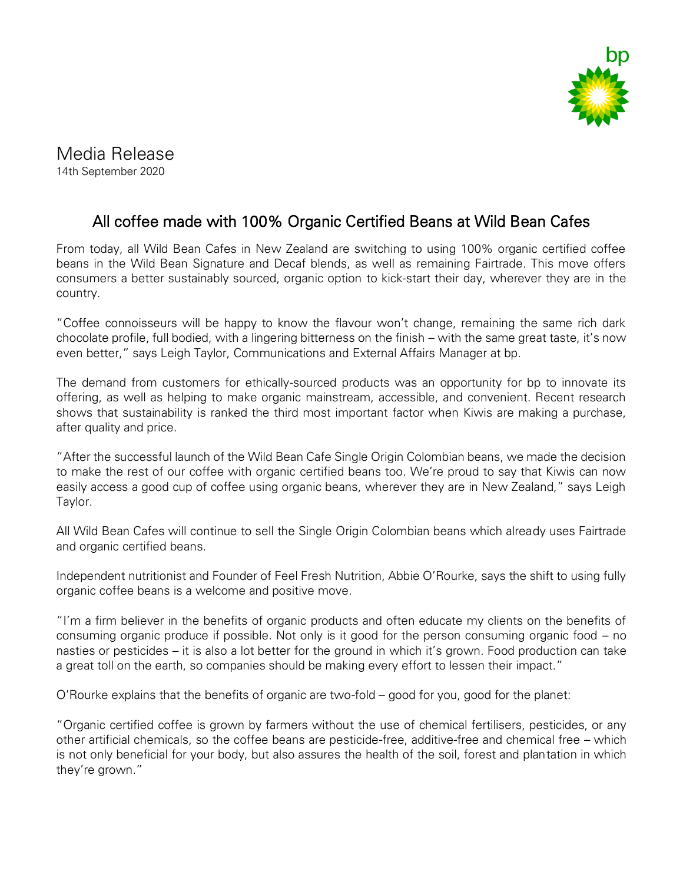Media Release

14th September 2020

# All coffee made with 100% Organic Certified Beans at Wild Bean Cafes

From today, all Wild Bean Cafes in New Zealand are switching to using 100% organic certified coffee beans in the Wild Bean Signature and Decaf blends, as well as remaining Fairtrade. This move offers consumers a better sustainably sourced, organic option to kick-start their day, wherever they are in the country.

"Coffee connoisseurs will be happy to know the flavour won't change, remaining the same rich dark chocolate profile, full bodied, with a lingering bitterness on the finish – with the same great taste, it's now even better," says Leigh Taylor, Communications and External Affairs Manager at bp.

The demand from customers for ethically-sourced products was an opportunity for bp to innovate its offering, as well as helping to make organic mainstream, accessible, and convenient. Recent research shows that sustainability is ranked the third most important factor when Kiwis are making a purchase, after quality and price.

"After the successful launch of the Wild Bean Cafe Single Origin Colombian beans, we made the decision to make the rest of our coffee with organic certified beans too. We're proud to say that Kiwis can now easily access a good cup of coffee using organic beans, wherever they are in New Zealand," says Leigh Taylor.

All Wild Bean Cafes will continue to sell the Single Origin Colombian beans which already uses Fairtrade and organic certified beans.

Independent nutritionist and Founder of Feel Fresh Nutrition, Abbie O'Rourke, says the shift to using fully organic coffee beans is a welcome and positive move.

"I'm a firm believer in the benefits of organic products and often educate my clients on the benefits of consuming organic produce if possible. Not only is it good for the person consuming organic food – no nasties or pesticides – it is also a lot better for the ground in which it's grown. Food production can take a great toll on the earth, so companies should be making every effort to lessen their impact."

O'Rourke explains that the benefits of organic are two-fold – good for you, good for the planet:

"Organic certified coffee is grown by farmers without the use of chemical fertilisers, pesticides, or any other artificial chemicals, so the coffee beans are pesticide-free, additive-free and chemical free – which is not only beneficial for your body, but also assures the health of the soil, forest and plantation in which they're grown."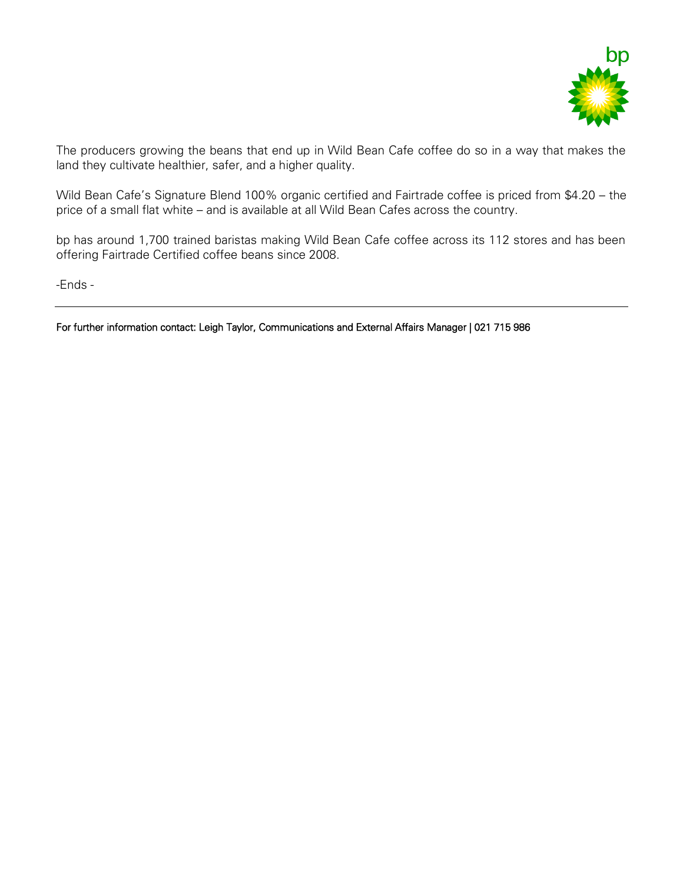The producers growing the beans that end up in Wild Bean Cafe coffee do so in a way that makes the land they cultivate healthier, safer, and a higher quality.

Wild Bean Cafe's Signature Blend 100% organic certified and Fairtrade coffee is priced from $4.20 – the price of a small flat white – and is available at all Wild Bean Cafes across the country.

bp has around 1,700 trained baristas making Wild Bean Cafe coffee across its 112 stores and has been offering Fairtrade Certified coffee beans since 2008.

-Ends -

---

For further information contact: Leigh Taylor, Communications and External Affairs Manager | 021 715 986